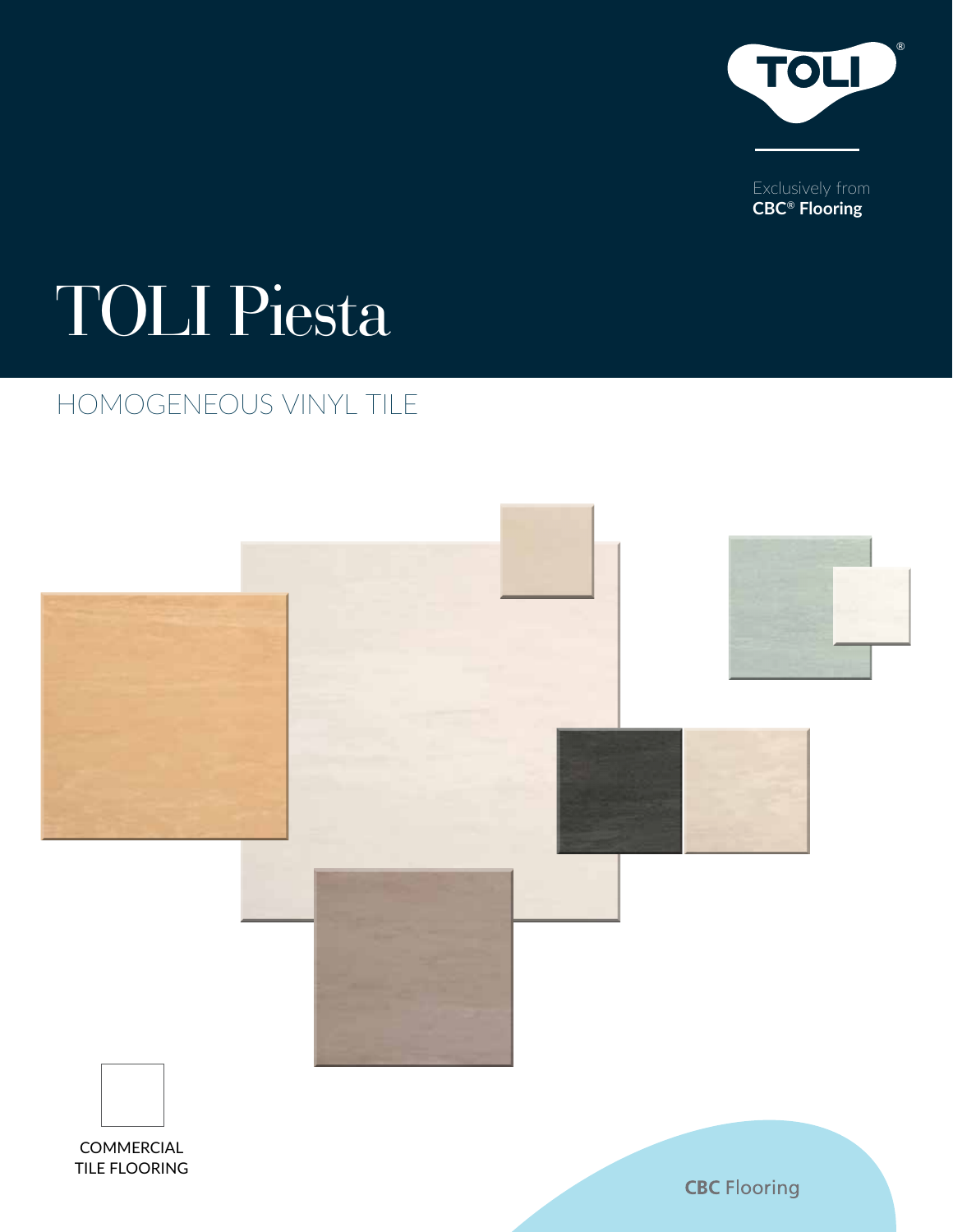TOLI®

Exclusively from
**CBC® Flooring**

# TOLI Piesta

## HOMOGENEOUS VINYL TILE

COMMERCIAL
TILE FLOORING

CBC Flooring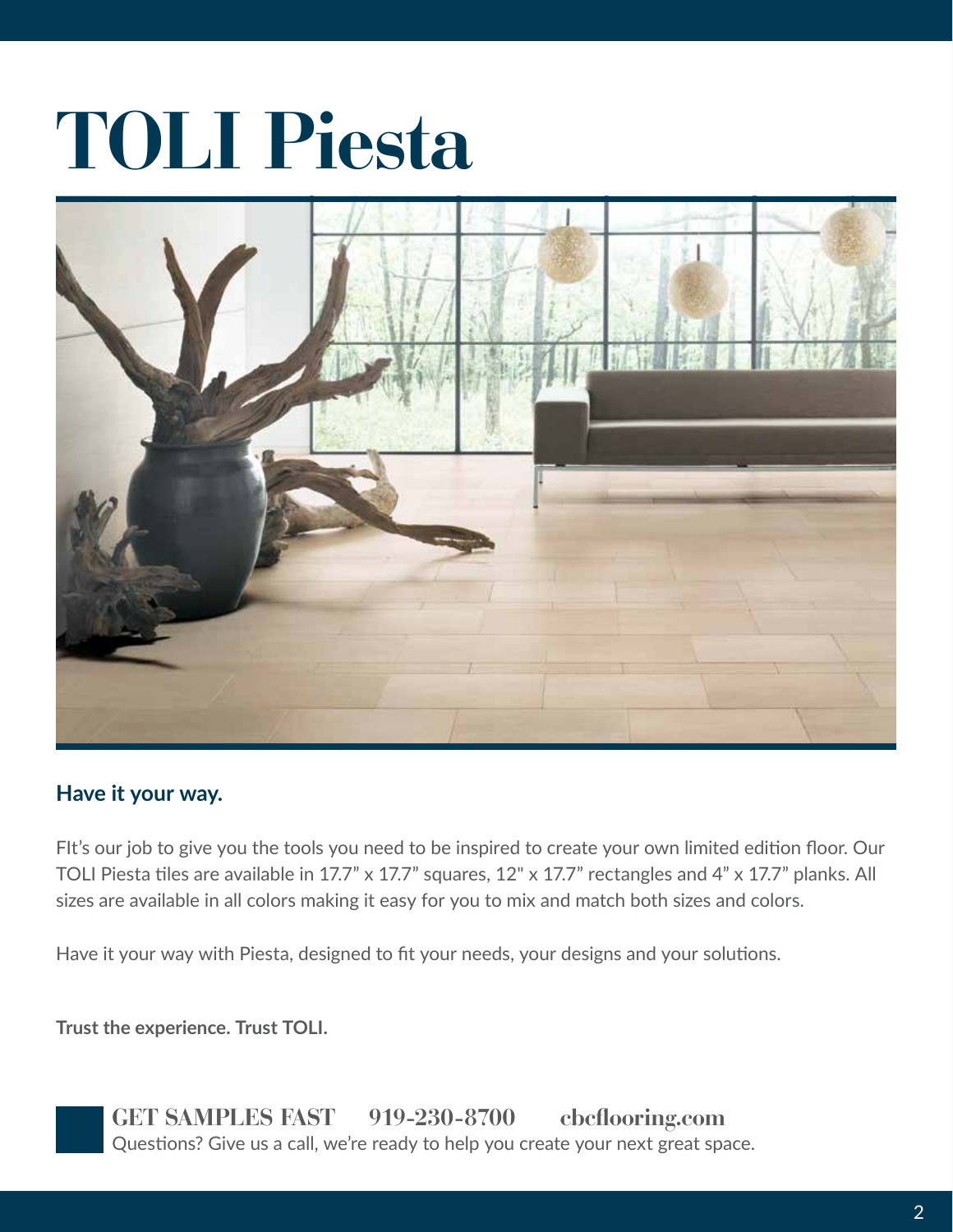# TOLI Piesta

**Have it your way.**

FIt's our job to give you the tools you need to be inspired to create your own limited edition floor. Our TOLI Piesta tiles are available in 17.7" x 17.7" squares, 12" x 17.7" rectangles and 4" x 17.7" planks. All sizes are available in all colors making it easy for you to mix and match both sizes and colors.

Have it your way with Piesta, designed to fit your needs, your designs and your solutions.

**Trust the experience. Trust TOLI.**

**GET SAMPLES FAST 919-230-8700 cbcflooring.com**
Questions? Give us a call, we're ready to help you create your next great space.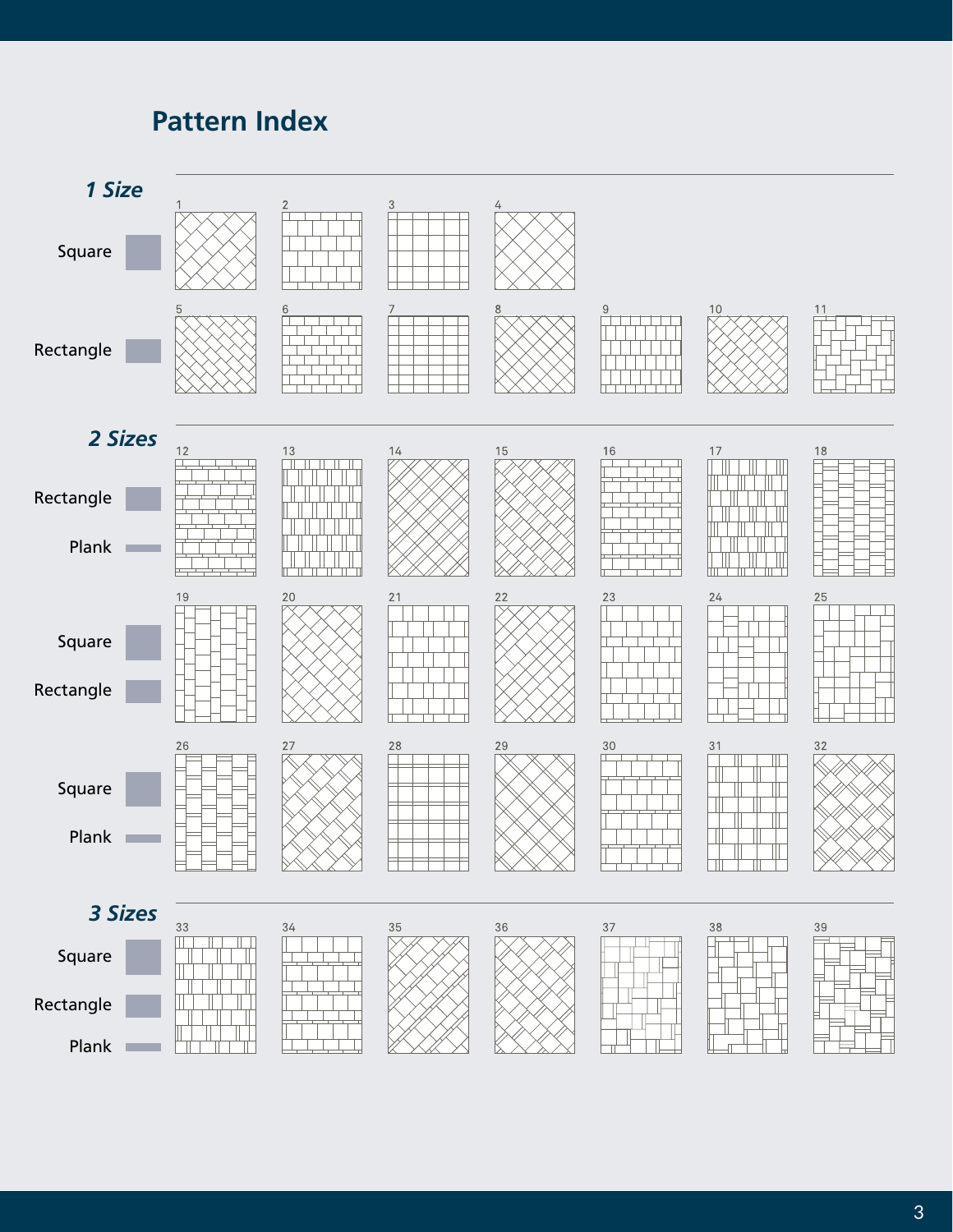# Pattern Index

## *1 Size*

Square

1 2 3 4

Rectangle

5 6 7 8 9 10 11

## *2 Sizes*

Rectangle

Plank

12 13 14 15 16 17 18

Square

Rectangle

19 20 21 22 23 24 25

Square

Plank

26 27 28 29 30 31 32

## *3 Sizes*

Square

Rectangle

Plank

33 34 35 36 37 38 39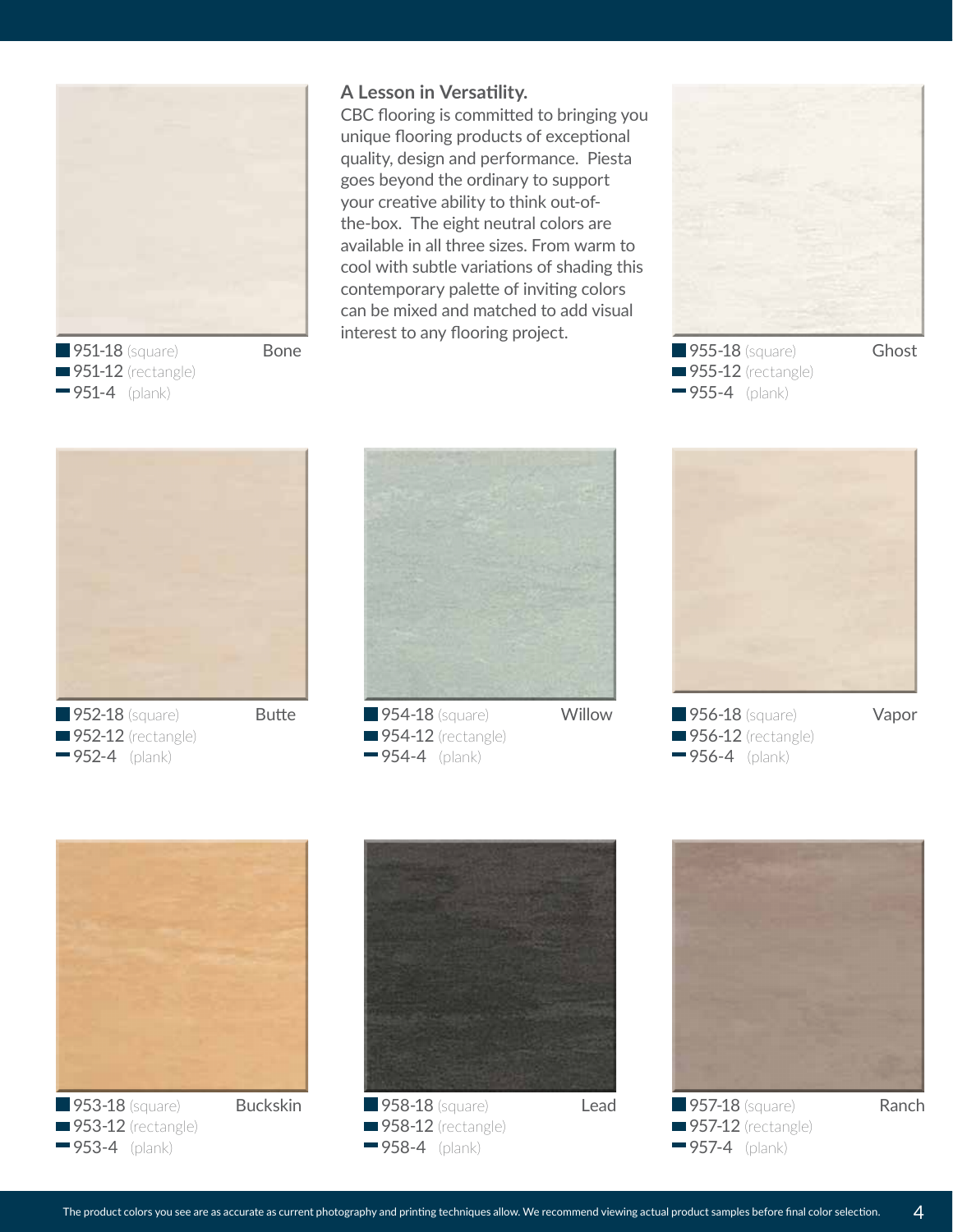## A Lesson in Versatility.

CBC flooring is committed to bringing you unique flooring products of exceptional quality, design and performance. Piesta goes beyond the ordinary to support your creative ability to think out-of-the-box. The eight neutral colors are available in all three sizes. From warm to cool with subtle variations of shading this contemporary palette of inviting colors can be mixed and matched to add visual interest to any flooring project.

**Bone**
- 951-18 (square)
- 951-12 (rectangle)
- 951-4 (plank)

**Ghost**
- 955-18 (square)
- 955-12 (rectangle)
- 955-4 (plank)

**Butte**
- 952-18 (square)
- 952-12 (rectangle)
- 952-4 (plank)

**Willow**
- 954-18 (square)
- 954-12 (rectangle)
- 954-4 (plank)

**Vapor**
- 956-18 (square)
- 956-12 (rectangle)
- 956-4 (plank)

**Buckskin**
- 953-18 (square)
- 953-12 (rectangle)
- 953-4 (plank)

**Lead**
- 958-18 (square)
- 958-12 (rectangle)
- 958-4 (plank)

**Ranch**
- 957-18 (square)
- 957-12 (rectangle)
- 957-4 (plank)

The product colors you see are as accurate as current photography and printing techniques allow. We recommend viewing actual product samples before final color selection.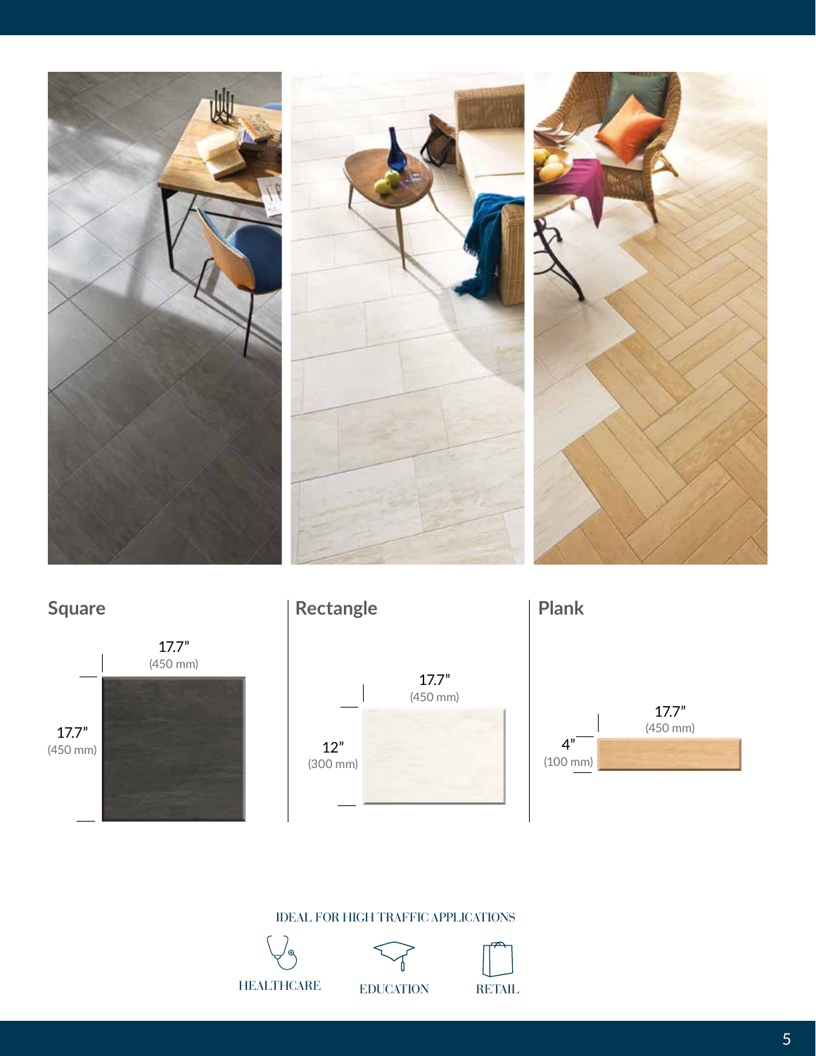## Square

17.7"
(450 mm)

17.7"
(450 mm)

## Rectangle

17.7"
(450 mm)

12"
(300 mm)

## Plank

17.7"
(450 mm)

4"
(100 mm)

IDEAL FOR HIGH TRAFFIC APPLICATIONS

HEALTHCARE

EDUCATION

RETAIL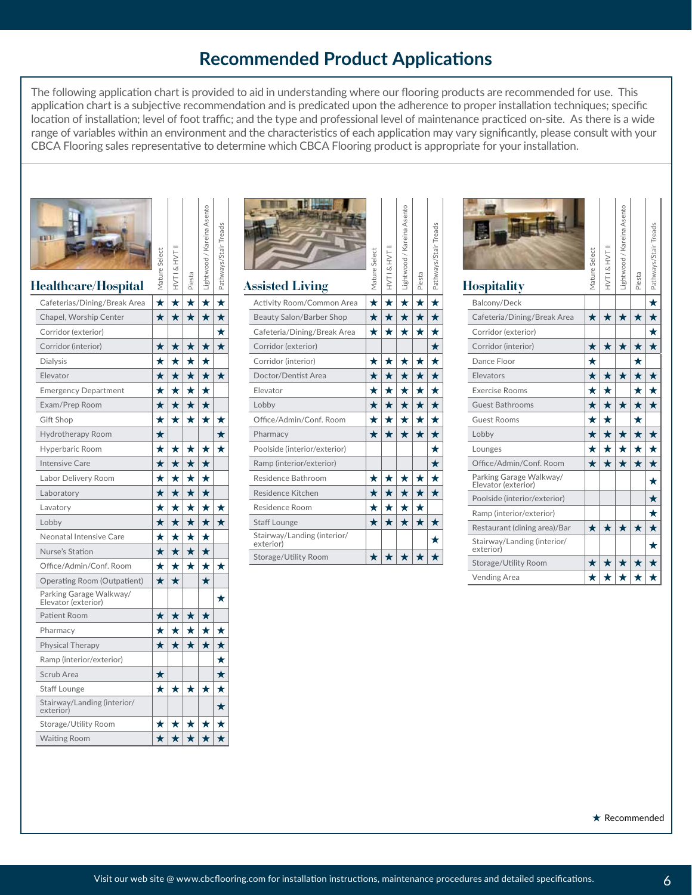# Recommended Product Applications

The following application chart is provided to aid in understanding where our flooring products are recommended for use. This application chart is a subjective recommendation and is predicated upon the adherence to proper installation techniques; specific location of installation; level of foot traffic; and the type and professional level of maintenance practiced on-site. As there is a wide range of variables within an environment and the characteristics of each application may vary significantly, please consult with your CBCA Flooring sales representative to determine which CBCA Flooring product is appropriate for your installation.

## Healthcare/Hospital

| Healthcare/Hospital | Mature Select | HVT I & HVT II | Piesta | Lightwood / Kareina Asento | Pathways/Stair Treads |
|---|---|---|---|---|---|
| Cafeterias/Dining/Break Area | ★ | ★ | ★ | ★ | ★ |
| Chapel, Worship Center | ★ | ★ | ★ | ★ | ★ |
| Corridor (exterior) | | | | | ★ |
| Corridor (interior) | ★ | ★ | ★ | ★ | ★ |
| Dialysis | ★ | ★ | ★ | ★ | |
| Elevator | ★ | ★ | ★ | ★ | ★ |
| Emergency Department | ★ | ★ | ★ | ★ | |
| Exam/Prep Room | ★ | ★ | ★ | ★ | |
| Gift Shop | ★ | ★ | ★ | ★ | ★ |
| Hydrotherapy Room | ★ | | | | ★ |
| Hyperbaric Room | ★ | ★ | ★ | ★ | ★ |
| Intensive Care | ★ | ★ | ★ | ★ | |
| Labor Delivery Room | ★ | ★ | ★ | ★ | |
| Laboratory | ★ | ★ | ★ | ★ | |
| Lavatory | ★ | ★ | ★ | ★ | ★ |
| Lobby | ★ | ★ | ★ | ★ | ★ |
| Neonatal Intensive Care | ★ | ★ | ★ | ★ | |
| Nurse's Station | ★ | ★ | ★ | ★ | |
| Office/Admin/Conf. Room | ★ | ★ | ★ | ★ | ★ |
| Operating Room (Outpatient) | ★ | ★ | | ★ | |
| Parking Garage Walkway/ Elevator (exterior) | | | | | ★ |
| Patient Room | ★ | ★ | ★ | ★ | |
| Pharmacy | ★ | ★ | ★ | ★ | ★ |
| Physical Therapy | ★ | ★ | ★ | ★ | ★ |
| Ramp (interior/exterior) | | | | | ★ |
| Scrub Area | ★ | | | | ★ |
| Staff Lounge | ★ | ★ | ★ | ★ | ★ |
| Stairway/Landing (interior/ exterior) | | | | | ★ |
| Storage/Utility Room | ★ | ★ | ★ | ★ | ★ |
| Waiting Room | ★ | ★ | ★ | ★ | ★ |

## Assisted Living

| Assisted Living | Mature Select | HVT I & HVT II | Lightwood / Kareina Asento | Piesta | Pathways/Stair Treads |
|---|---|---|---|---|---|
| Activity Room/Common Area | ★ | ★ | ★ | ★ | ★ |
| Beauty Salon/Barber Shop | ★ | ★ | ★ | ★ | ★ |
| Cafeteria/Dining/Break Area | ★ | ★ | ★ | ★ | ★ |
| Corridor (exterior) | | | | | ★ |
| Corridor (interior) | ★ | ★ | ★ | ★ | ★ |
| Doctor/Dentist Area | ★ | ★ | ★ | ★ | ★ |
| Elevator | ★ | ★ | ★ | ★ | ★ |
| Lobby | ★ | ★ | ★ | ★ | ★ |
| Office/Admin/Conf. Room | ★ | ★ | ★ | ★ | ★ |
| Pharmacy | ★ | ★ | ★ | ★ | ★ |
| Poolside (interior/exterior) | | | | | ★ |
| Ramp (interior/exterior) | | | | | ★ |
| Residence Bathroom | ★ | ★ | ★ | ★ | ★ |
| Residence Kitchen | ★ | ★ | ★ | ★ | ★ |
| Residence Room | ★ | ★ | ★ | ★ | |
| Staff Lounge | ★ | ★ | ★ | ★ | ★ |
| Stairway/Landing (interior/ exterior) | | | | | ★ |
| Storage/Utility Room | ★ | ★ | ★ | ★ | ★ |

## Hospitality

| Hospitality | Mature Select | HVT I & HVT II | Lightwood / Kareina Asento | Piesta | Pathways/Stair Treads |
|---|---|---|---|---|---|
| Balcony/Deck | | | | | ★ |
| Cafeteria/Dining/Break Area | ★ | ★ | ★ | ★ | ★ |
| Corridor (exterior) | | | | | ★ |
| Corridor (interior) | ★ | ★ | ★ | ★ | ★ |
| Dance Floor | ★ | | | ★ | |
| Elevators | ★ | ★ | ★ | ★ | ★ |
| Exercise Rooms | ★ | ★ | | ★ | ★ |
| Guest Bathrooms | ★ | ★ | ★ | ★ | ★ |
| Guest Rooms | ★ | ★ | | ★ | |
| Lobby | ★ | ★ | ★ | ★ | ★ |
| Lounges | ★ | ★ | ★ | ★ | ★ |
| Office/Admin/Conf. Room | ★ | ★ | ★ | ★ | ★ |
| Parking Garage Walkway/ Elevator (exterior) | | | | | ★ |
| Poolside (interior/exterior) | | | | | ★ |
| Ramp (interior/exterior) | | | | | ★ |
| Restaurant (dining area)/Bar | ★ | ★ | ★ | ★ | ★ |
| Stairway/Landing (interior/ exterior) | | | | | ★ |
| Storage/Utility Room | ★ | ★ | ★ | ★ | ★ |
| Vending Area | ★ | ★ | ★ | ★ | ★ |

★ Recommended

Visit our web site @ www.cbcflooring.com for installation instructions, maintenance procedures and detailed specifications.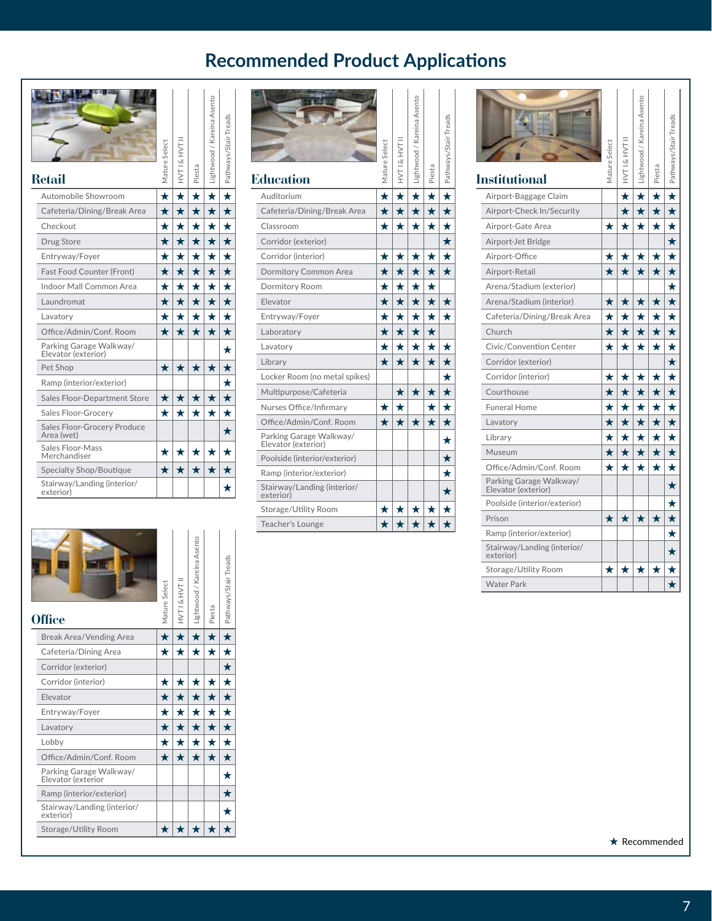# Recommended Product Applications

## Retail

| Retail | Mature Select | HVT I & HVT II | Piesta | Lightwood / Kareina Asento | Pathways/Stair Treads |
|---|---|---|---|---|---|
| Automobile Showroom | ★ | ★ | ★ | ★ | ★ |
| Cafeteria/Dining/Break Area | ★ | ★ | ★ | ★ | ★ |
| Checkout | ★ | ★ | ★ | ★ | ★ |
| Drug Store | ★ | ★ | ★ | ★ | ★ |
| Entryway/Foyer | ★ | ★ | ★ | ★ | ★ |
| Fast Food Counter (Front) | ★ | ★ | ★ | ★ | ★ |
| Indoor Mall Common Area | ★ | ★ | ★ | ★ | ★ |
| Laundromat | ★ | ★ | ★ | ★ | ★ |
| Lavatory | ★ | ★ | ★ | ★ | ★ |
| Office/Admin/Conf. Room | ★ | ★ | ★ | ★ | ★ |
| Parking Garage Walkway/ Elevator (exterior) | | | | | ★ |
| Pet Shop | ★ | ★ | ★ | ★ | ★ |
| Ramp (interior/exterior) | | | | | ★ |
| Sales Floor-Department Store | ★ | ★ | ★ | ★ | ★ |
| Sales Floor-Grocery | ★ | ★ | ★ | ★ | ★ |
| Sales Floor-Grocery Produce Area (wet) | | | | | ★ |
| Sales Floor-Mass Merchandiser | ★ | ★ | ★ | ★ | ★ |
| Specialty Shop/Boutique | ★ | ★ | ★ | ★ | ★ |
| Stairway/Landing (interior/ exterior) | | | | | ★ |

## Office

| Office | Mature Select | HVT I & HVT II | Lightwood / Kareina Asento | Piesta | Pathways/Stair Treads |
|---|---|---|---|---|---|
| Break Area/Vending Area | ★ | ★ | ★ | ★ | ★ |
| Cafeteria/Dining Area | ★ | ★ | ★ | ★ | ★ |
| Corridor (exterior) | | | | | ★ |
| Corridor (interior) | ★ | ★ | ★ | ★ | ★ |
| Elevator | ★ | ★ | ★ | ★ | ★ |
| Entryway/Foyer | ★ | ★ | ★ | ★ | ★ |
| Lavatory | ★ | ★ | ★ | ★ | ★ |
| Lobby | ★ | ★ | ★ | ★ | ★ |
| Office/Admin/Conf. Room | ★ | ★ | ★ | ★ | ★ |
| Parking Garage Walkway/ Elevator (exterior | | | | | ★ |
| Ramp (interior/exterior) | | | | | ★ |
| Stairway/Landing (interior/ exterior) | | | | | ★ |
| Storage/Utility Room | ★ | ★ | ★ | ★ | ★ |

## Education

| Education | Mature Select | HVT I & HVT II | Lightwood / Kareina Asento | Piesta | Pathways/Stair Treads |
|---|---|---|---|---|---|
| Auditorium | ★ | ★ | ★ | ★ | ★ |
| Cafeteria/Dining/Break Area | ★ | ★ | ★ | ★ | ★ |
| Classroom | ★ | ★ | ★ | ★ | ★ |
| Corridor (exterior) | | | | | ★ |
| Corridor (interior) | ★ | ★ | ★ | ★ | ★ |
| Dormitory Common Area | ★ | ★ | ★ | ★ | ★ |
| Dormitory Room | ★ | ★ | ★ | ★ | |
| Elevator | ★ | ★ | ★ | ★ | ★ |
| Entryway/Foyer | ★ | ★ | ★ | ★ | ★ |
| Laboratory | ★ | ★ | ★ | ★ | |
| Lavatory | ★ | ★ | ★ | ★ | ★ |
| Library | ★ | ★ | ★ | ★ | ★ |
| Locker Room (no metal spikes) | | | | | ★ |
| Multipurpose/Cafeteria | | ★ | ★ | ★ | ★ |
| Nurses Office/Infirmary | ★ | ★ | | ★ | ★ |
| Office/Admin/Conf. Room | ★ | ★ | ★ | ★ | ★ |
| Parking Garage Walkway/ Elevator (exterior) | | | | | ★ |
| Poolside (interior/exterior) | | | | | ★ |
| Ramp (interior/exterior) | | | | | ★ |
| Stairway/Landing (interior/ exterior) | | | | | ★ |
| Storage/Utility Room | ★ | ★ | ★ | ★ | ★ |
| Teacher's Lounge | ★ | ★ | ★ | ★ | ★ |

## Institutional

| Institutional | Mature Select | HVT I & HVT II | Lightwood / Kareina Asento | Piesta | Pathways/Stair Treads |
|---|---|---|---|---|---|
| Airport-Baggage Claim | | ★ | ★ | ★ | ★ |
| Airport-Check In/Security | | ★ | ★ | ★ | ★ |
| Airport-Gate Area | ★ | ★ | ★ | ★ | ★ |
| Airport-Jet Bridge | | | | | ★ |
| Airport-Office | ★ | ★ | ★ | ★ | ★ |
| Airport-Retail | ★ | ★ | ★ | ★ | ★ |
| Arena/Stadium (exterior) | | | | | ★ |
| Arena/Stadium (interior) | ★ | ★ | ★ | ★ | ★ |
| Cafeteria/Dining/Break Area | ★ | ★ | ★ | ★ | ★ |
| Church | ★ | ★ | ★ | ★ | ★ |
| Civic/Convention Center | ★ | ★ | ★ | ★ | ★ |
| Corridor (exterior) | | | | | ★ |
| Corridor (interior) | ★ | ★ | ★ | ★ | ★ |
| Courthouse | ★ | ★ | ★ | ★ | ★ |
| Funeral Home | ★ | ★ | ★ | ★ | ★ |
| Lavatory | ★ | ★ | ★ | ★ | ★ |
| Library | ★ | ★ | ★ | ★ | ★ |
| Museum | ★ | ★ | ★ | ★ | ★ |
| Office/Admin/Conf. Room | ★ | ★ | ★ | ★ | ★ |
| Parking Garage Walkway/ Elevator (exterior) | | | | | ★ |
| Poolside (interior/exterior) | | | | | ★ |
| Prison | ★ | ★ | ★ | ★ | ★ |
| Ramp (interior/exterior) | | | | | ★ |
| Stairway/Landing (interior/ exterior) | | | | | ★ |
| Storage/Utility Room | ★ | ★ | ★ | ★ | ★ |
| Water Park | | | | | ★ |

★ Recommended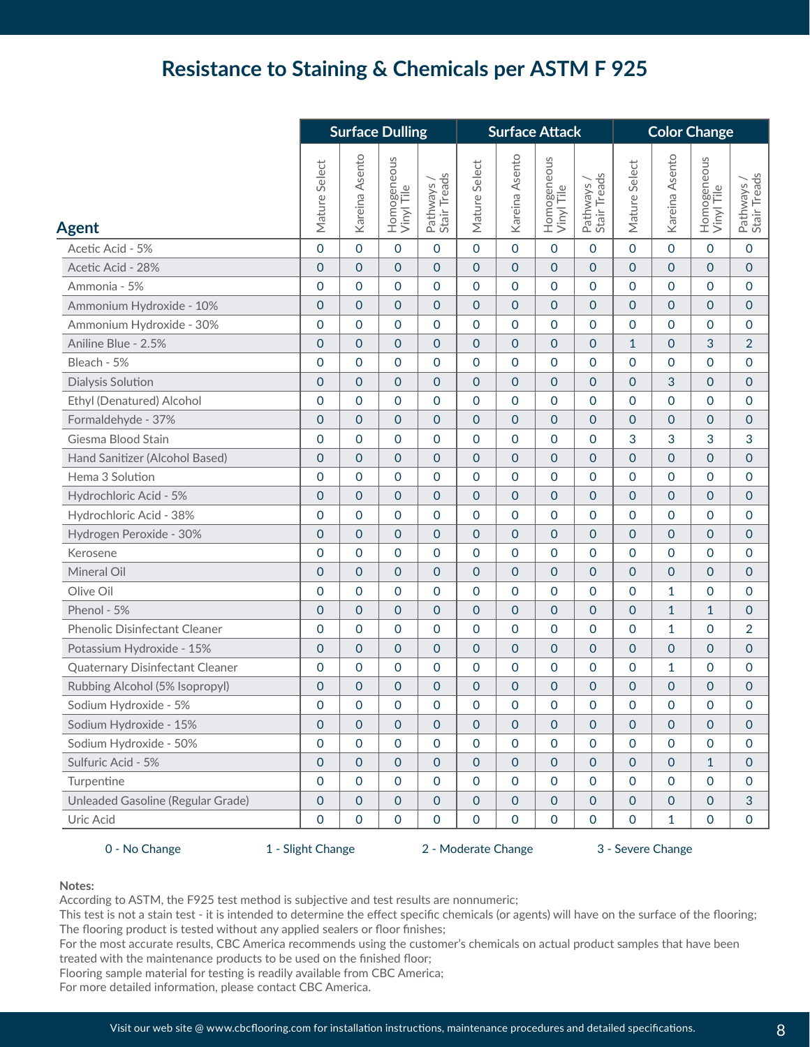# Resistance to Staining & Chemicals per ASTM F 925

| Agent | Surface Dulling | | | | Surface Attack | | | | Color Change | | | |
|---|---|---|---|---|---|---|---|---|---|---|---|---|
| | Mature Select | Kareina Asento | Homogeneous Vinyl Tile | Pathways / Stair Treads | Mature Select | Kareina Asento | Homogeneous Vinyl Tile | Pathways / Stair Treads | Mature Select | Kareina Asento | Homogeneous Vinyl Tile | Pathways / Stair Treads |
| Acetic Acid - 5% | 0 | 0 | 0 | 0 | 0 | 0 | 0 | 0 | 0 | 0 | 0 | 0 |
| Acetic Acid - 28% | 0 | 0 | 0 | 0 | 0 | 0 | 0 | 0 | 0 | 0 | 0 | 0 |
| Ammonia - 5% | 0 | 0 | 0 | 0 | 0 | 0 | 0 | 0 | 0 | 0 | 0 | 0 |
| Ammonium Hydroxide - 10% | 0 | 0 | 0 | 0 | 0 | 0 | 0 | 0 | 0 | 0 | 0 | 0 |
| Ammonium Hydroxide - 30% | 0 | 0 | 0 | 0 | 0 | 0 | 0 | 0 | 0 | 0 | 0 | 0 |
| Aniline Blue - 2.5% | 0 | 0 | 0 | 0 | 0 | 0 | 0 | 0 | 1 | 0 | 3 | 2 |
| Bleach - 5% | 0 | 0 | 0 | 0 | 0 | 0 | 0 | 0 | 0 | 0 | 0 | 0 |
| Dialysis Solution | 0 | 0 | 0 | 0 | 0 | 0 | 0 | 0 | 0 | 3 | 0 | 0 |
| Ethyl (Denatured) Alcohol | 0 | 0 | 0 | 0 | 0 | 0 | 0 | 0 | 0 | 0 | 0 | 0 |
| Formaldehyde - 37% | 0 | 0 | 0 | 0 | 0 | 0 | 0 | 0 | 0 | 0 | 0 | 0 |
| Giesma Blood Stain | 0 | 0 | 0 | 0 | 0 | 0 | 0 | 0 | 3 | 3 | 3 | 3 |
| Hand Sanitizer (Alcohol Based) | 0 | 0 | 0 | 0 | 0 | 0 | 0 | 0 | 0 | 0 | 0 | 0 |
| Hema 3 Solution | 0 | 0 | 0 | 0 | 0 | 0 | 0 | 0 | 0 | 0 | 0 | 0 |
| Hydrochloric Acid - 5% | 0 | 0 | 0 | 0 | 0 | 0 | 0 | 0 | 0 | 0 | 0 | 0 |
| Hydrochloric Acid - 38% | 0 | 0 | 0 | 0 | 0 | 0 | 0 | 0 | 0 | 0 | 0 | 0 |
| Hydrogen Peroxide - 30% | 0 | 0 | 0 | 0 | 0 | 0 | 0 | 0 | 0 | 0 | 0 | 0 |
| Kerosene | 0 | 0 | 0 | 0 | 0 | 0 | 0 | 0 | 0 | 0 | 0 | 0 |
| Mineral Oil | 0 | 0 | 0 | 0 | 0 | 0 | 0 | 0 | 0 | 0 | 0 | 0 |
| Olive Oil | 0 | 0 | 0 | 0 | 0 | 0 | 0 | 0 | 0 | 1 | 0 | 0 |
| Phenol - 5% | 0 | 0 | 0 | 0 | 0 | 0 | 0 | 0 | 0 | 1 | 1 | 0 |
| Phenolic Disinfectant Cleaner | 0 | 0 | 0 | 0 | 0 | 0 | 0 | 0 | 0 | 1 | 0 | 2 |
| Potassium Hydroxide - 15% | 0 | 0 | 0 | 0 | 0 | 0 | 0 | 0 | 0 | 0 | 0 | 0 |
| Quaternary Disinfectant Cleaner | 0 | 0 | 0 | 0 | 0 | 0 | 0 | 0 | 0 | 1 | 0 | 0 |
| Rubbing Alcohol (5% Isopropyl) | 0 | 0 | 0 | 0 | 0 | 0 | 0 | 0 | 0 | 0 | 0 | 0 |
| Sodium Hydroxide - 5% | 0 | 0 | 0 | 0 | 0 | 0 | 0 | 0 | 0 | 0 | 0 | 0 |
| Sodium Hydroxide - 15% | 0 | 0 | 0 | 0 | 0 | 0 | 0 | 0 | 0 | 0 | 0 | 0 |
| Sodium Hydroxide - 50% | 0 | 0 | 0 | 0 | 0 | 0 | 0 | 0 | 0 | 0 | 0 | 0 |
| Sulfuric Acid - 5% | 0 | 0 | 0 | 0 | 0 | 0 | 0 | 0 | 0 | 0 | 1 | 0 |
| Turpentine | 0 | 0 | 0 | 0 | 0 | 0 | 0 | 0 | 0 | 0 | 0 | 0 |
| Unleaded Gasoline (Regular Grade) | 0 | 0 | 0 | 0 | 0 | 0 | 0 | 0 | 0 | 0 | 0 | 3 |
| Uric Acid | 0 | 0 | 0 | 0 | 0 | 0 | 0 | 0 | 0 | 1 | 0 | 0 |

0 - No Change    1 - Slight Change    2 - Moderate Change    3 - Severe Change

**Notes:**
According to ASTM, the F925 test method is subjective and test results are nonnumeric;
This test is not a stain test - it is intended to determine the effect specific chemicals (or agents) will have on the surface of the flooring;
The flooring product is tested without any applied sealers or floor finishes;
For the most accurate results, CBC America recommends using the customer's chemicals on actual product samples that have been treated with the maintenance products to be used on the finished floor;
Flooring sample material for testing is readily available from CBC America;
For more detailed information, please contact CBC America.

Visit our web site @ www.cbcflooring.com for installation instructions, maintenance procedures and detailed specifications.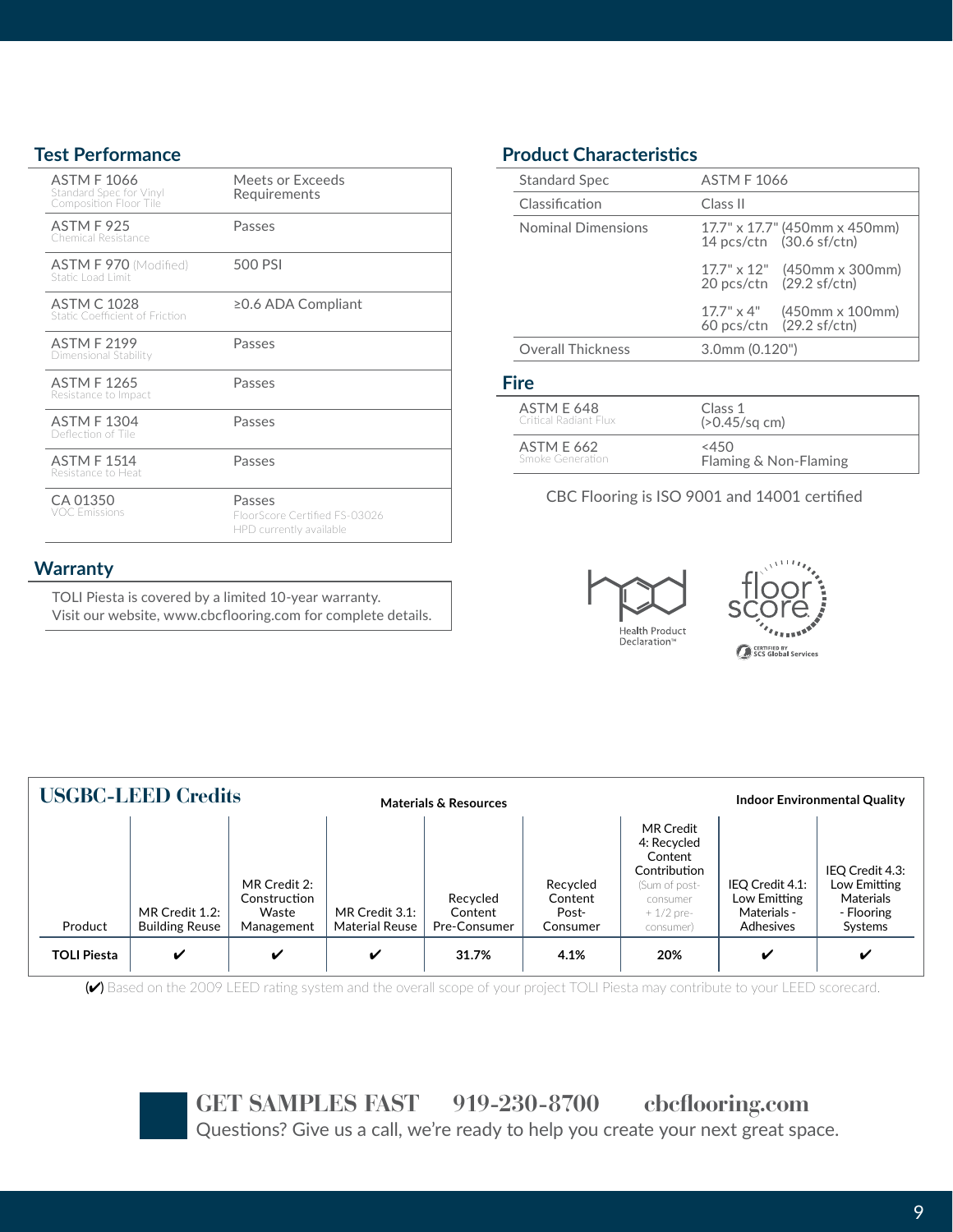## Test Performance

| | |
|---|---|
| ASTM F 1066 Standard Spec for Vinyl Composition Floor Tile | Meets or Exceeds Requirements |
| ASTM F 925 Chemical Resistance | Passes |
| ASTM F 970 (Modified) Static Load Limit | 500 PSI |
| ASTM C 1028 Static Coefficient of Friction | ≥0.6 ADA Compliant |
| ASTM F 2199 Dimensional Stability | Passes |
| ASTM F 1265 Resistance to Impact | Passes |
| ASTM F 1304 Deflection of Tile | Passes |
| ASTM F 1514 Resistance to Heat | Passes |
| CA 01350 VOC Emissions | Passes FloorScore Certified FS-03026 HPD currently available |

## Warranty

TOLI Piesta is covered by a limited 10-year warranty.
Visit our website, www.cbcflooring.com for complete details.

## Product Characteristics

| | |
|---|---|
| Standard Spec | ASTM F 1066 |
| Classification | Class II |
| Nominal Dimensions | 17.7" x 17.7" (450mm x 450mm) 14 pcs/ctn (30.6 sf/ctn) |
| | 17.7" x 12" (450mm x 300mm) 20 pcs/ctn (29.2 sf/ctn) |
| | 17.7" x 4" (450mm x 100mm) 60 pcs/ctn (29.2 sf/ctn) |
| Overall Thickness | 3.0mm (0.120") |

## Fire

| | |
|---|---|
| ASTM E 648 Critical Radiant Flux | Class 1 (>0.45/sq cm) |
| ASTM E 662 Smoke Generation | <450 Flaming & Non-Flaming |

CBC Flooring is ISO 9001 and 14001 certified

Health Product Declaration™

floor score — CERTIFIED BY SCS Global Services

## USGBC-LEED Credits

| | Materials & Resources | | | | | | Indoor Environmental Quality | |
|---|---|---|---|---|---|---|---|---|
| Product | MR Credit 1.2: Building Reuse | MR Credit 2: Construction Waste Management | MR Credit 3.1: Material Reuse | Recycled Content Pre-Consumer | Recycled Content Post-Consumer | MR Credit 4: Recycled Content Contribution (Sum of post-consumer + 1/2 pre-consumer) | IEQ Credit 4.1: Low Emitting Materials - Adhesives | IEQ Credit 4.3: Low Emitting Materials - Flooring Systems |
| **TOLI Piesta** | ✔ | ✔ | ✔ | **31.7%** | **4.1%** | **20%** | ✔ | ✔ |

(✔) Based on the 2009 LEED rating system and the overall scope of your project TOLI Piesta may contribute to your LEED scorecard.

**GET SAMPLES FAST 919-230-8700 cbcflooring.com**

Questions? Give us a call, we're ready to help you create your next great space.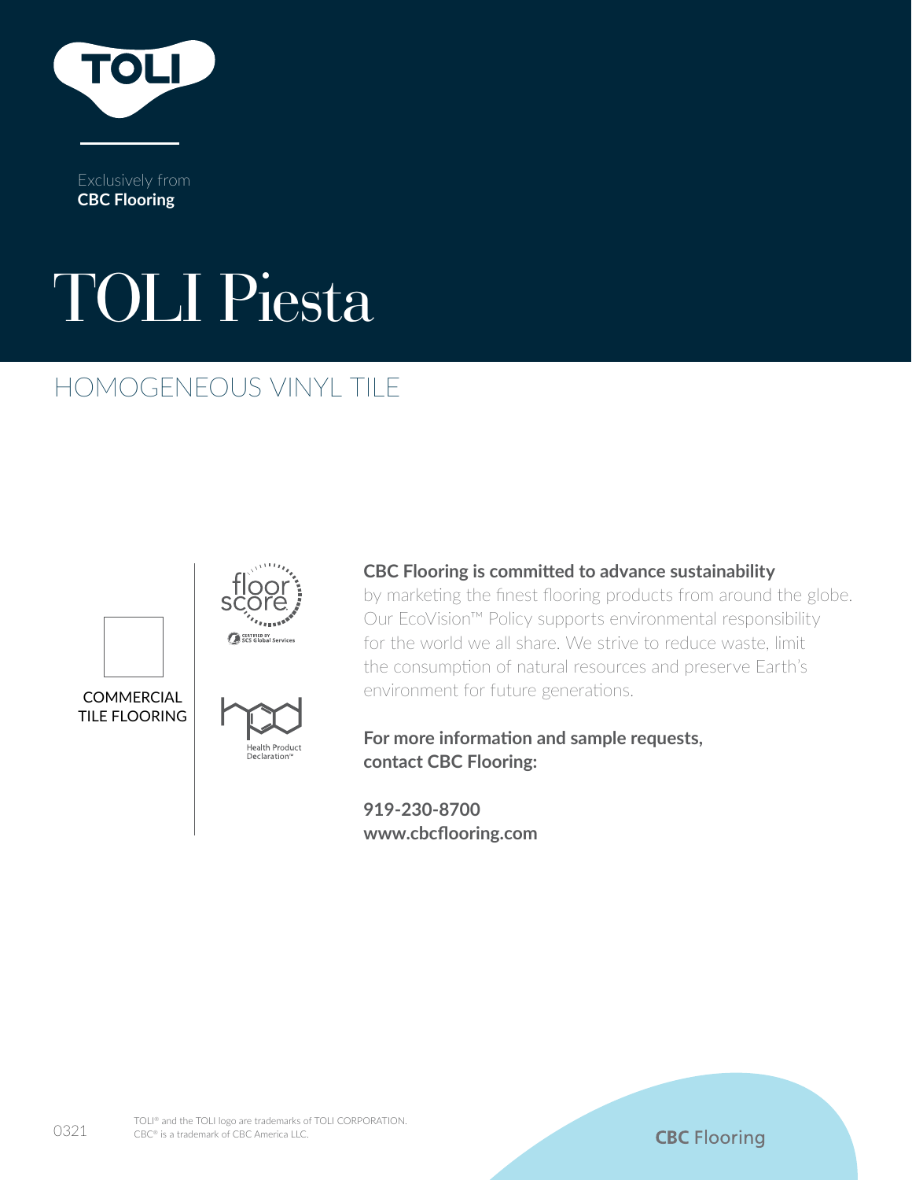TOLI

Exclusively from
**CBC Flooring**

# TOLI Piesta

## HOMOGENEOUS VINYL TILE

COMMERCIAL
TILE FLOORING

floor score
CERTIFIED BY SCS Global Services

Health Product Declaration™

**CBC Flooring is committed to advance sustainability** by marketing the finest flooring products from around the globe. Our EcoVision™ Policy supports environmental responsibility for the world we all share. We strive to reduce waste, limit the consumption of natural resources and preserve Earth's environment for future generations.

**For more information and sample requests, contact CBC Flooring:**

**919-230-8700**
**www.cbcflooring.com**

0321

TOLI® and the TOLI logo are trademarks of TOLI CORPORATION.
CBC® is a trademark of CBC America LLC.

**CBC** Flooring